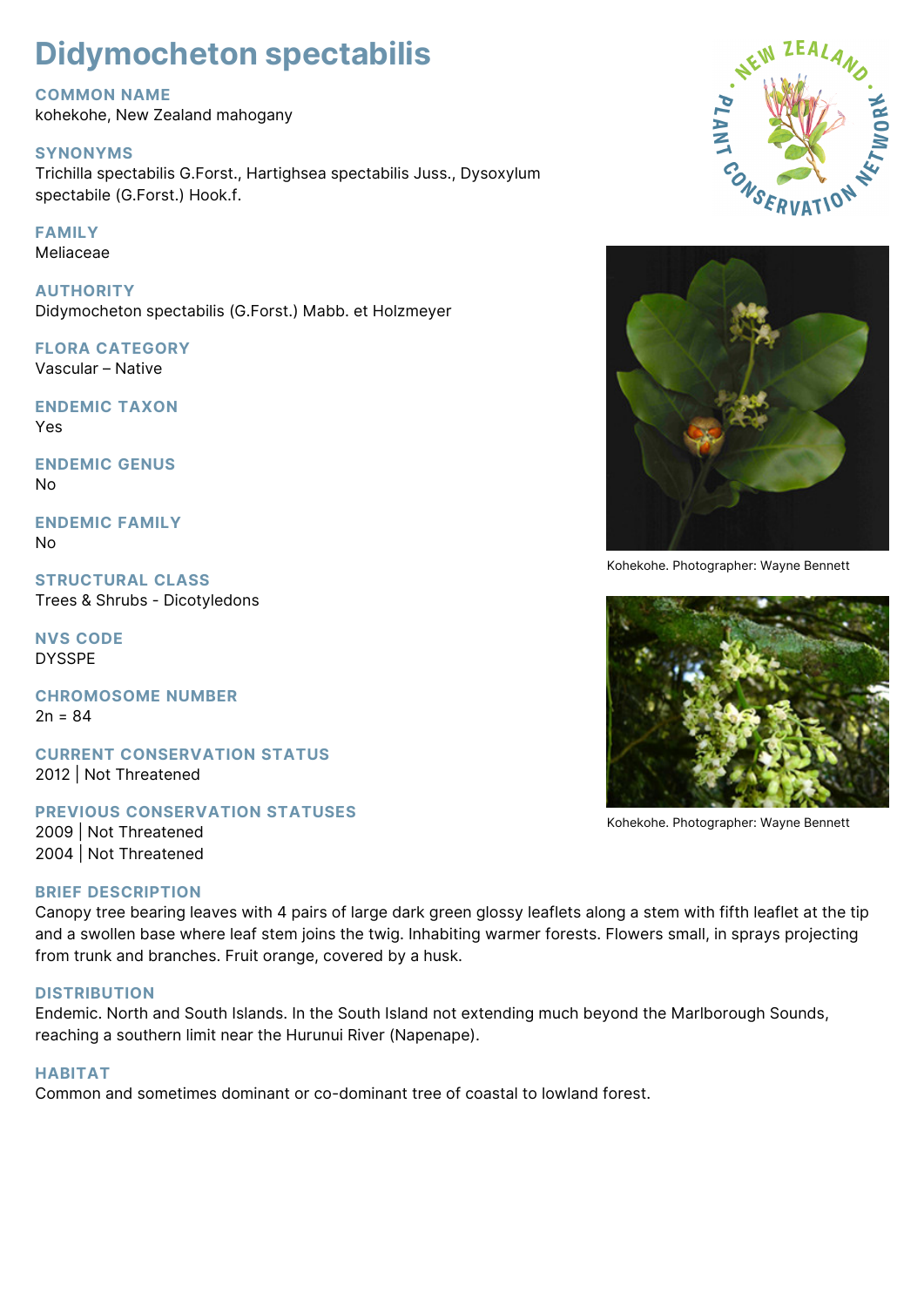# Didymocheton spectabilis

## COMMON NAME
kohekohe, New Zealand mahogany

## SYNONYMS
Trichilla spectabilis G.Forst., Hartighsea spectabilis Juss., Dysoxylum spectabile (G.Forst.) Hook.f.

## FAMILY
Meliaceae

## AUTHORITY
Didymocheton spectabilis (G.Forst.) Mabb. et Holzmeyer

## FLORA CATEGORY
Vascular – Native

## ENDEMIC TAXON
Yes

## ENDEMIC GENUS
No

## ENDEMIC FAMILY
No

## STRUCTURAL CLASS
Trees & Shrubs - Dicotyledons

## NVS CODE
DYSSPE

## CHROMOSOME NUMBER
2n = 84

## CURRENT CONSERVATION STATUS
2012 | Not Threatened

## PREVIOUS CONSERVATION STATUSES
2009 | Not Threatened
2004 | Not Threatened

Kohekohe. Photographer: Wayne Bennett

Kohekohe. Photographer: Wayne Bennett

## BRIEF DESCRIPTION
Canopy tree bearing leaves with 4 pairs of large dark green glossy leaflets along a stem with fifth leaflet at the tip and a swollen base where leaf stem joins the twig. Inhabiting warmer forests. Flowers small, in sprays projecting from trunk and branches. Fruit orange, covered by a husk.

## DISTRIBUTION
Endemic. North and South Islands. In the South Island not extending much beyond the Marlborough Sounds, reaching a southern limit near the Hurunui River (Napenape).

## HABITAT
Common and sometimes dominant or co-dominant tree of coastal to lowland forest.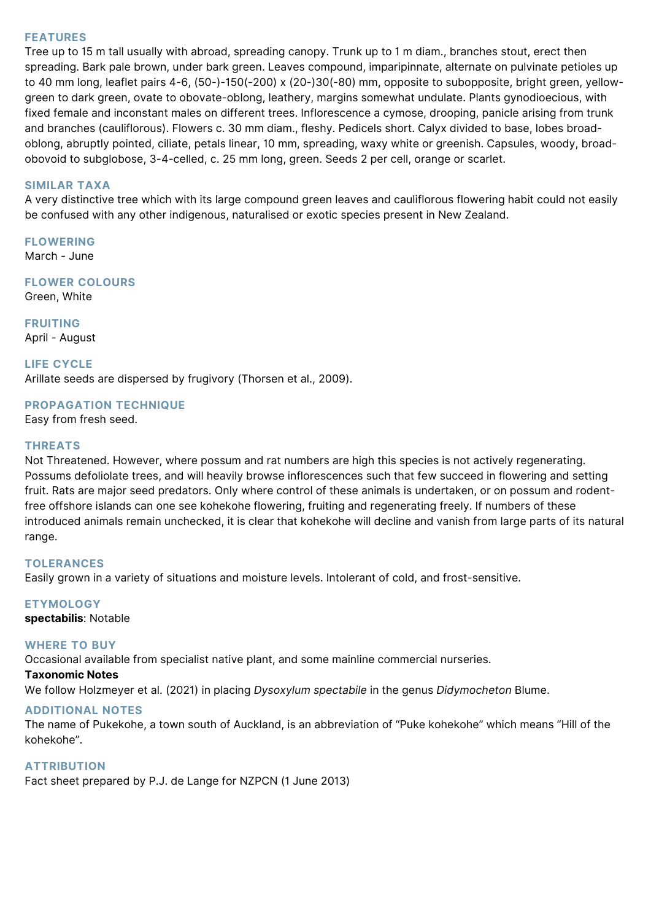## FEATURES

Tree up to 15 m tall usually with abroad, spreading canopy. Trunk up to 1 m diam., branches stout, erect then spreading. Bark pale brown, under bark green. Leaves compound, imparipinnate, alternate on pulvinate petioles up to 40 mm long, leaflet pairs 4-6, (50-)-150(-200) x (20-)30(-80) mm, opposite to subopposite, bright green, yellow-green to dark green, ovate to obovate-oblong, leathery, margins somewhat undulate. Plants gynodioecious, with fixed female and inconstant males on different trees. Inflorescence a cymose, drooping, panicle arising from trunk and branches (cauliflorous). Flowers c. 30 mm diam., fleshy. Pedicels short. Calyx divided to base, lobes broad-oblong, abruptly pointed, ciliate, petals linear, 10 mm, spreading, waxy white or greenish. Capsules, woody, broad-obovoid to subglobose, 3-4-celled, c. 25 mm long, green. Seeds 2 per cell, orange or scarlet.

## SIMILAR TAXA

A very distinctive tree which with its large compound green leaves and cauliflorous flowering habit could not easily be confused with any other indigenous, naturalised or exotic species present in New Zealand.

## FLOWERING

March - June

## FLOWER COLOURS

Green, White

## FRUITING

April - August

## LIFE CYCLE

Arillate seeds are dispersed by frugivory (Thorsen et al., 2009).

## PROPAGATION TECHNIQUE

Easy from fresh seed.

## THREATS

Not Threatened. However, where possum and rat numbers are high this species is not actively regenerating. Possums defoliolate trees, and will heavily browse inflorescences such that few succeed in flowering and setting fruit. Rats are major seed predators. Only where control of these animals is undertaken, or on possum and rodent-free offshore islands can one see kohekohe flowering, fruiting and regenerating freely. If numbers of these introduced animals remain unchecked, it is clear that kohekohe will decline and vanish from large parts of its natural range.

## TOLERANCES

Easily grown in a variety of situations and moisture levels. Intolerant of cold, and frost-sensitive.

## ETYMOLOGY

**spectabilis**: Notable

## WHERE TO BUY

Occasional available from specialist native plant, and some mainline commercial nurseries.

**Taxonomic Notes**

We follow Holzmeyer et al. (2021) in placing *Dysoxylum spectabile* in the genus *Didymocheton* Blume.

## ADDITIONAL NOTES

The name of Pukekohe, a town south of Auckland, is an abbreviation of "Puke kohekohe" which means "Hill of the kohekohe".

## ATTRIBUTION

Fact sheet prepared by P.J. de Lange for NZPCN (1 June 2013)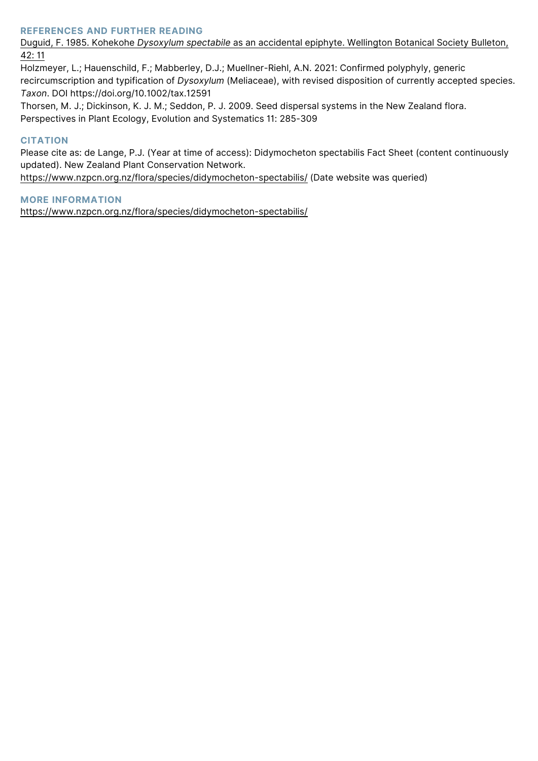## REFERENCES AND FURTHER READING

Duguid, F. 1985. Kohekohe *Dysoxylum spectabile* as an accidental epiphyte. Wellington Botanical Society Bulleton, 42: 11

Holzmeyer, L.; Hauenschild, F.; Mabberley, D.J.; Muellner-Riehl, A.N. 2021: Confirmed polyphyly, generic recircumscription and typification of *Dysoxylum* (Meliaceae), with revised disposition of currently accepted species. *Taxon*. DOI https://doi.org/10.1002/tax.12591

Thorsen, M. J.; Dickinson, K. J. M.; Seddon, P. J. 2009. Seed dispersal systems in the New Zealand flora. Perspectives in Plant Ecology, Evolution and Systematics 11: 285-309

## CITATION

Please cite as: de Lange, P.J. (Year at time of access): Didymocheton spectabilis Fact Sheet (content continuously updated). New Zealand Plant Conservation Network. https://www.nzpcn.org.nz/flora/species/didymocheton-spectabilis/ (Date website was queried)

## MORE INFORMATION

https://www.nzpcn.org.nz/flora/species/didymocheton-spectabilis/